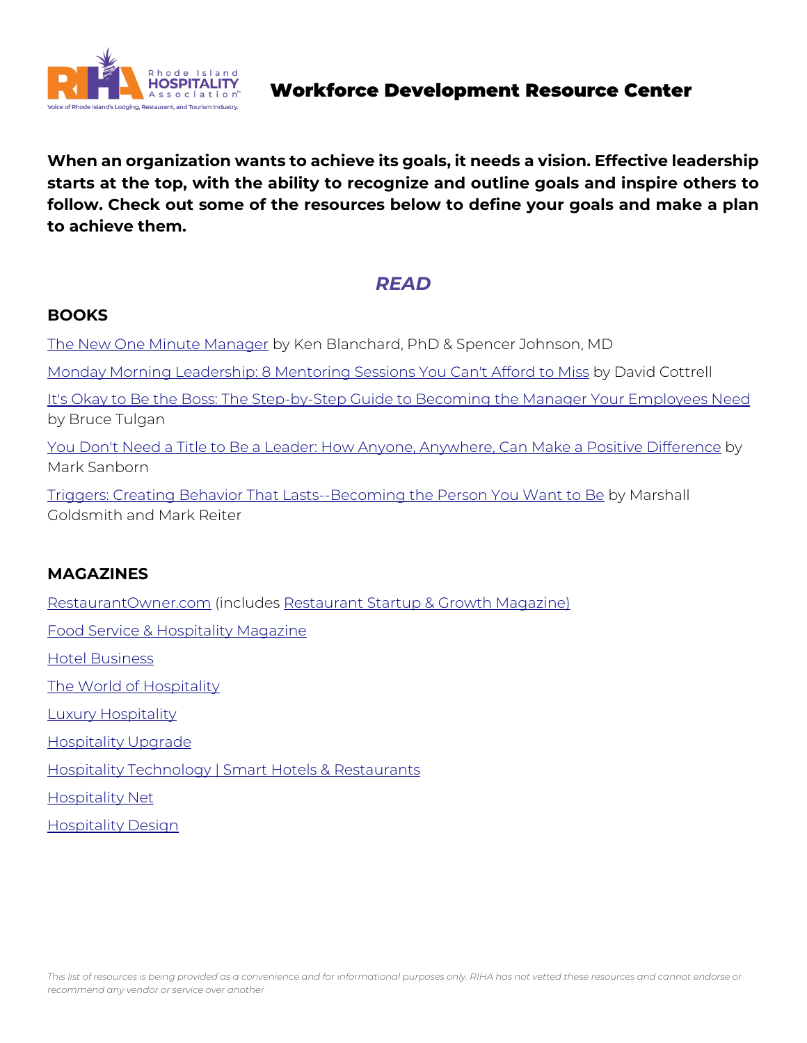# Workforce Development Resource Center

**When an organization wants to achieve its goals, it needs a vision. Effective leadership starts at the top, with the ability to recognize and outline goals and inspire others to follow. Check out some of the resources below to define your goals and make a plan to achieve them.**

## *READ*

### BOOKS

The New One Minute Manager by Ken Blanchard, PhD & Spencer Johnson, MD

Monday Morning Leadership: 8 Mentoring Sessions You Can't Afford to Miss by David Cottrell

It's Okay to Be the Boss: The Step-by-Step Guide to Becoming the Manager Your Employees Need by Bruce Tulgan

You Don't Need a Title to Be a Leader: How Anyone, Anywhere, Can Make a Positive Difference by Mark Sanborn

Triggers: Creating Behavior That Lasts--Becoming the Person You Want to Be by Marshall Goldsmith and Mark Reiter

### MAGAZINES

RestaurantOwner.com (includes Restaurant Startup & Growth Magazine)

Food Service & Hospitality Magazine

Hotel Business

The World of Hospitality

Luxury Hospitality

Hospitality Upgrade

Hospitality Technology | Smart Hotels & Restaurants

Hospitality Net

Hospitality Design

*This list of resources is being provided as a convenience and for informational purposes only. RIHA has not vetted these resources and cannot endorse or recommend any vendor or service over another*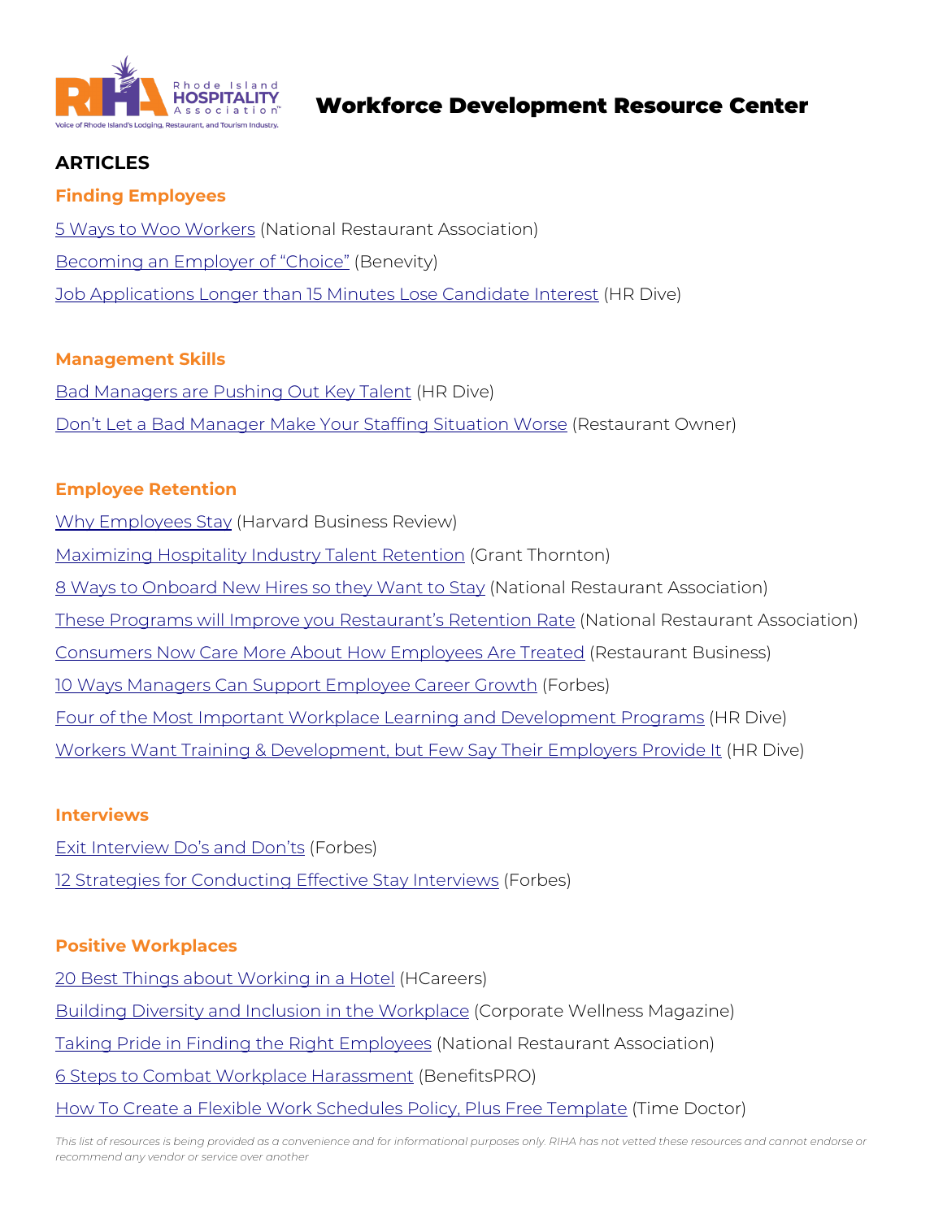# Workforce Development Resource Center

## ARTICLES

### Finding Employees

5 Ways to Woo Workers (National Restaurant Association)

Becoming an Employer of "Choice" (Benevity)

Job Applications Longer than 15 Minutes Lose Candidate Interest (HR Dive)

### Management Skills

Bad Managers are Pushing Out Key Talent (HR Dive)

Don't Let a Bad Manager Make Your Staffing Situation Worse (Restaurant Owner)

### Employee Retention

Why Employees Stay (Harvard Business Review)

Maximizing Hospitality Industry Talent Retention (Grant Thornton)

8 Ways to Onboard New Hires so they Want to Stay (National Restaurant Association)

These Programs will Improve you Restaurant's Retention Rate (National Restaurant Association)

Consumers Now Care More About How Employees Are Treated (Restaurant Business)

10 Ways Managers Can Support Employee Career Growth (Forbes)

Four of the Most Important Workplace Learning and Development Programs (HR Dive)

Workers Want Training & Development, but Few Say Their Employers Provide It (HR Dive)

### Interviews

Exit Interview Do's and Don'ts (Forbes)

12 Strategies for Conducting Effective Stay Interviews (Forbes)

### Positive Workplaces

20 Best Things about Working in a Hotel (HCareers)

Building Diversity and Inclusion in the Workplace (Corporate Wellness Magazine)

Taking Pride in Finding the Right Employees (National Restaurant Association)

6 Steps to Combat Workplace Harassment (BenefitsPRO)

How To Create a Flexible Work Schedules Policy, Plus Free Template (Time Doctor)

*This list of resources is being provided as a convenience and for informational purposes only. RIHA has not vetted these resources and cannot endorse or recommend any vendor or service over another*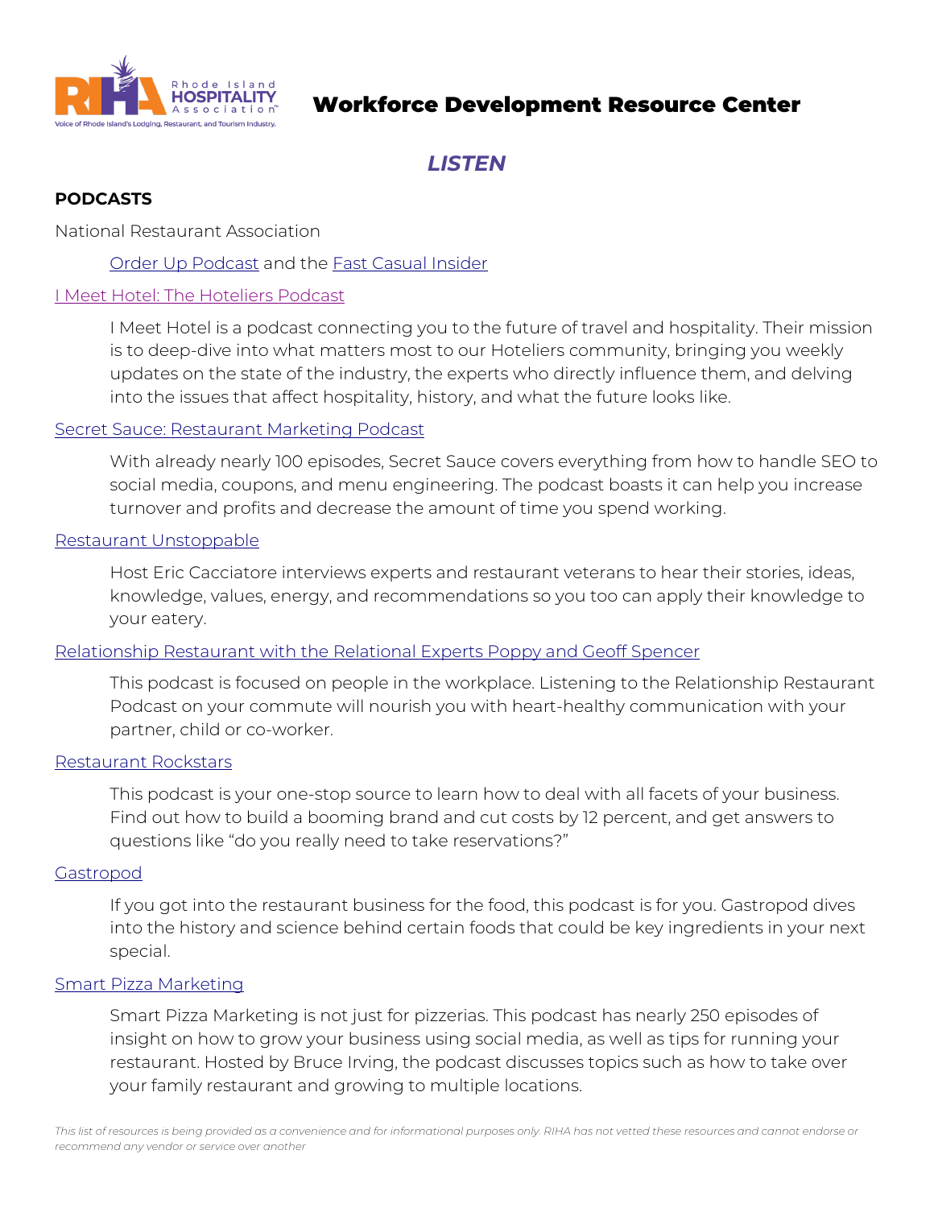## Workforce Development Resource Center

### *LISTEN*

**PODCASTS**

National Restaurant Association

> Order Up Podcast and the Fast Casual Insider

I Meet Hotel: The Hoteliers Podcast

> I Meet Hotel is a podcast connecting you to the future of travel and hospitality. Their mission is to deep-dive into what matters most to our Hoteliers community, bringing you weekly updates on the state of the industry, the experts who directly influence them, and delving into the issues that affect hospitality, history, and what the future looks like.

Secret Sauce: Restaurant Marketing Podcast

> With already nearly 100 episodes, Secret Sauce covers everything from how to handle SEO to social media, coupons, and menu engineering. The podcast boasts it can help you increase turnover and profits and decrease the amount of time you spend working.

Restaurant Unstoppable

> Host Eric Cacciatore interviews experts and restaurant veterans to hear their stories, ideas, knowledge, values, energy, and recommendations so you too can apply their knowledge to your eatery.

Relationship Restaurant with the Relational Experts Poppy and Geoff Spencer

> This podcast is focused on people in the workplace. Listening to the Relationship Restaurant Podcast on your commute will nourish you with heart-healthy communication with your partner, child or co-worker.

Restaurant Rockstars

> This podcast is your one-stop source to learn how to deal with all facets of your business. Find out how to build a booming brand and cut costs by 12 percent, and get answers to questions like "do you really need to take reservations?"

Gastropod

> If you got into the restaurant business for the food, this podcast is for you. Gastropod dives into the history and science behind certain foods that could be key ingredients in your next special.

Smart Pizza Marketing

> Smart Pizza Marketing is not just for pizzerias. This podcast has nearly 250 episodes of insight on how to grow your business using social media, as well as tips for running your restaurant. Hosted by Bruce Irving, the podcast discusses topics such as how to take over your family restaurant and growing to multiple locations.

*This list of resources is being provided as a convenience and for informational purposes only. RIHA has not vetted these resources and cannot endorse or recommend any vendor or service over another*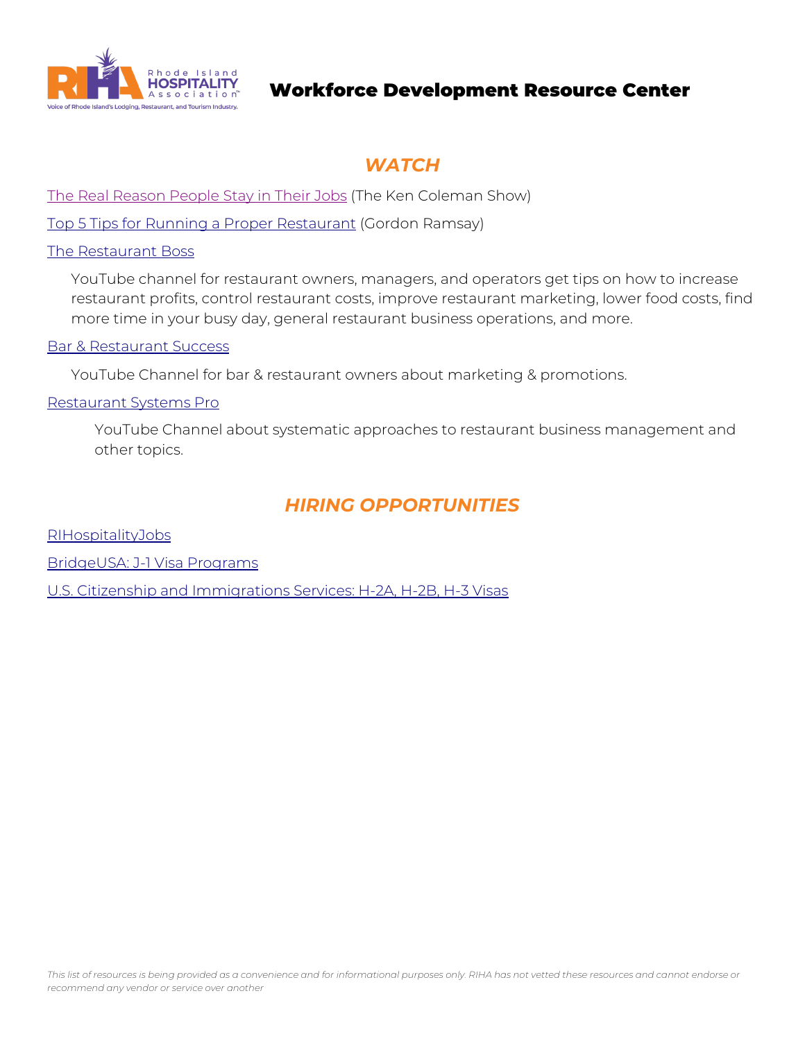## WATCH

The Real Reason People Stay in Their Jobs (The Ken Coleman Show)

Top 5 Tips for Running a Proper Restaurant (Gordon Ramsay)

The Restaurant Boss

YouTube channel for restaurant owners, managers, and operators get tips on how to increase restaurant profits, control restaurant costs, improve restaurant marketing, lower food costs, find more time in your busy day, general restaurant business operations, and more.

Bar & Restaurant Success

YouTube Channel for bar & restaurant owners about marketing & promotions.

Restaurant Systems Pro

YouTube Channel about systematic approaches to restaurant business management and other topics.

## HIRING OPPORTUNITIES

RIHospitalityJobs

BridgeUSA: J-1 Visa Programs

U.S. Citizenship and Immigrations Services: H-2A, H-2B, H-3 Visas

*This list of resources is being provided as a convenience and for informational purposes only. RIHA has not vetted these resources and cannot endorse or recommend any vendor or service over another*